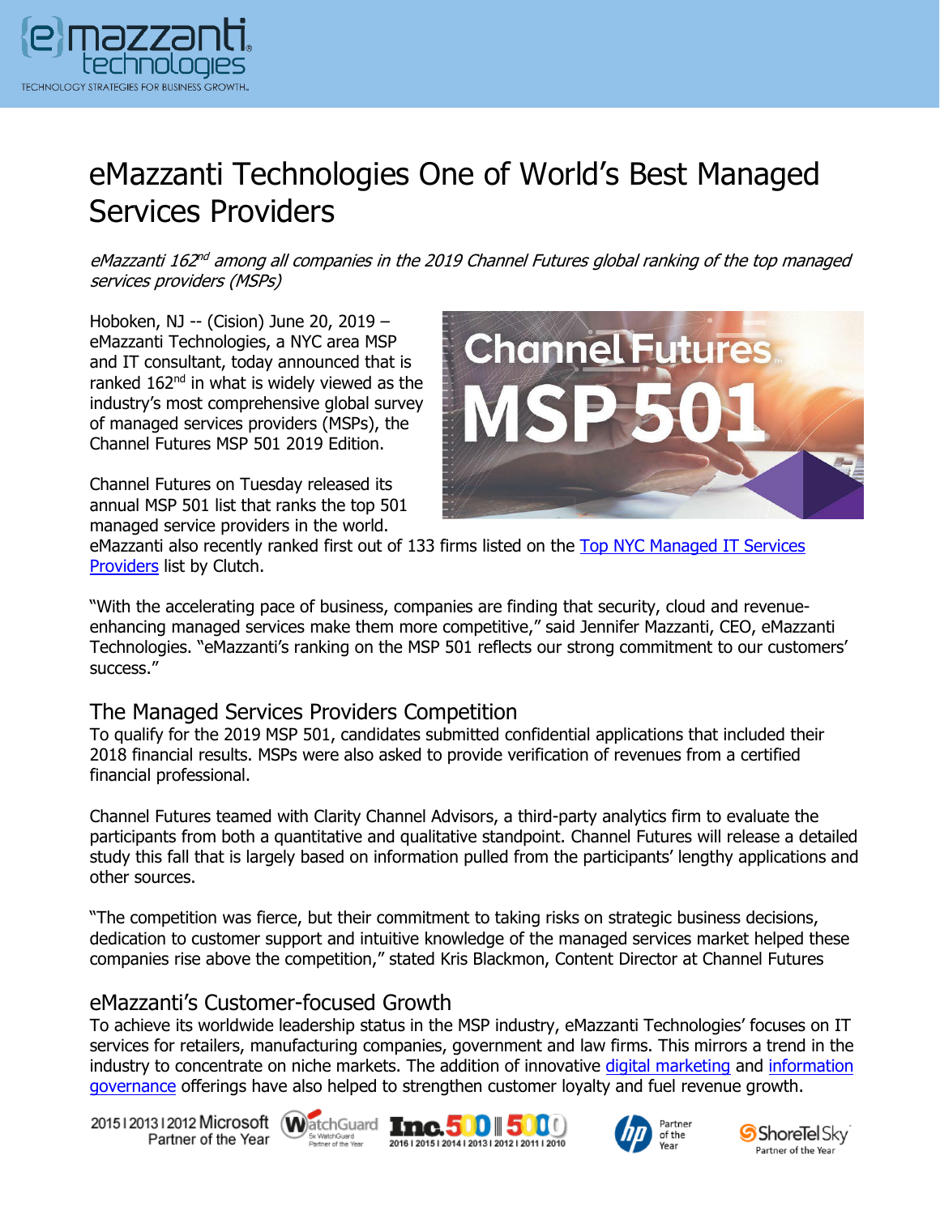# eMazzanti Technologies One of World's Best Managed Services Providers

*eMazzanti 162nd among all companies in the 2019 Channel Futures global ranking of the top managed services providers (MSPs)*

Hoboken, NJ -- (Cision) June 20, 2019 – eMazzanti Technologies, a NYC area MSP and IT consultant, today announced that is ranked 162nd in what is widely viewed as the industry's most comprehensive global survey of managed services providers (MSPs), the Channel Futures MSP 501 2019 Edition.

Channel Futures on Tuesday released its annual MSP 501 list that ranks the top 501 managed service providers in the world. eMazzanti also recently ranked first out of 133 firms listed on the [Top NYC Managed IT Services Providers]() list by Clutch.

"With the accelerating pace of business, companies are finding that security, cloud and revenue-enhancing managed services make them more competitive," said Jennifer Mazzanti, CEO, eMazzanti Technologies. "eMazzanti's ranking on the MSP 501 reflects our strong commitment to our customers' success."

## The Managed Services Providers Competition

To qualify for the 2019 MSP 501, candidates submitted confidential applications that included their 2018 financial results. MSPs were also asked to provide verification of revenues from a certified financial professional.

Channel Futures teamed with Clarity Channel Advisors, a third-party analytics firm to evaluate the participants from both a quantitative and qualitative standpoint. Channel Futures will release a detailed study this fall that is largely based on information pulled from the participants' lengthy applications and other sources.

"The competition was fierce, but their commitment to taking risks on strategic business decisions, dedication to customer support and intuitive knowledge of the managed services market helped these companies rise above the competition," stated Kris Blackmon, Content Director at Channel Futures

## eMazzanti's Customer-focused Growth

To achieve its worldwide leadership status in the MSP industry, eMazzanti Technologies' focuses on IT services for retailers, manufacturing companies, government and law firms. This mirrors a trend in the industry to concentrate on niche markets. The addition of innovative [digital marketing]() and [information governance]() offerings have also helped to strengthen customer loyalty and fuel revenue growth.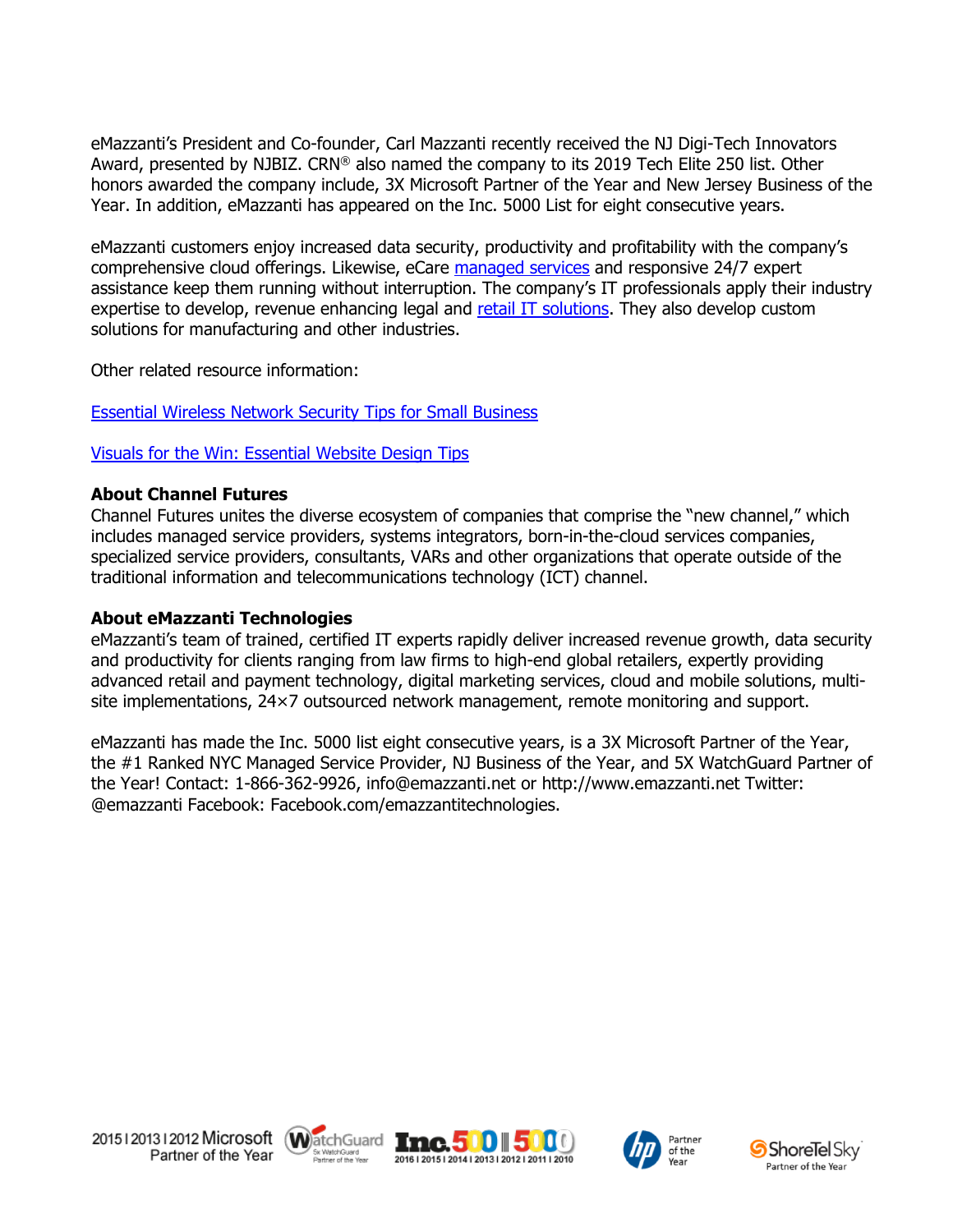eMazzanti's President and Co-founder, Carl Mazzanti recently received the NJ Digi-Tech Innovators Award, presented by NJBIZ. CRN® also named the company to its 2019 Tech Elite 250 list. Other honors awarded the company include, 3X Microsoft Partner of the Year and New Jersey Business of the Year. In addition, eMazzanti has appeared on the Inc. 5000 List for eight consecutive years.

eMazzanti customers enjoy increased data security, productivity and profitability with the company's comprehensive cloud offerings. Likewise, eCare managed services and responsive 24/7 expert assistance keep them running without interruption. The company's IT professionals apply their industry expertise to develop, revenue enhancing legal and retail IT solutions. They also develop custom solutions for manufacturing and other industries.

Other related resource information:

Essential Wireless Network Security Tips for Small Business

Visuals for the Win: Essential Website Design Tips

**About Channel Futures**
Channel Futures unites the diverse ecosystem of companies that comprise the "new channel," which includes managed service providers, systems integrators, born-in-the-cloud services companies, specialized service providers, consultants, VARs and other organizations that operate outside of the traditional information and telecommunications technology (ICT) channel.

**About eMazzanti Technologies**
eMazzanti's team of trained, certified IT experts rapidly deliver increased revenue growth, data security and productivity for clients ranging from law firms to high-end global retailers, expertly providing advanced retail and payment technology, digital marketing services, cloud and mobile solutions, multi-site implementations, 24×7 outsourced network management, remote monitoring and support.

eMazzanti has made the Inc. 5000 list eight consecutive years, is a 3X Microsoft Partner of the Year, the #1 Ranked NYC Managed Service Provider, NJ Business of the Year, and 5X WatchGuard Partner of the Year! Contact: 1-866-362-9926, info@emazzanti.net or http://www.emazzanti.net Twitter: @emazzanti Facebook: Facebook.com/emazzantitechnologies.

2015 | 2013 | 2012 Microsoft Partner of the Year

WatchGuard 5x WatchGuard Partner of the Year

Inc. 500 | 5000 2016 | 2015 | 2014 | 2013 | 2012 | 2011 | 2010

hp Partner of the Year

ShoreTel Sky Partner of the Year